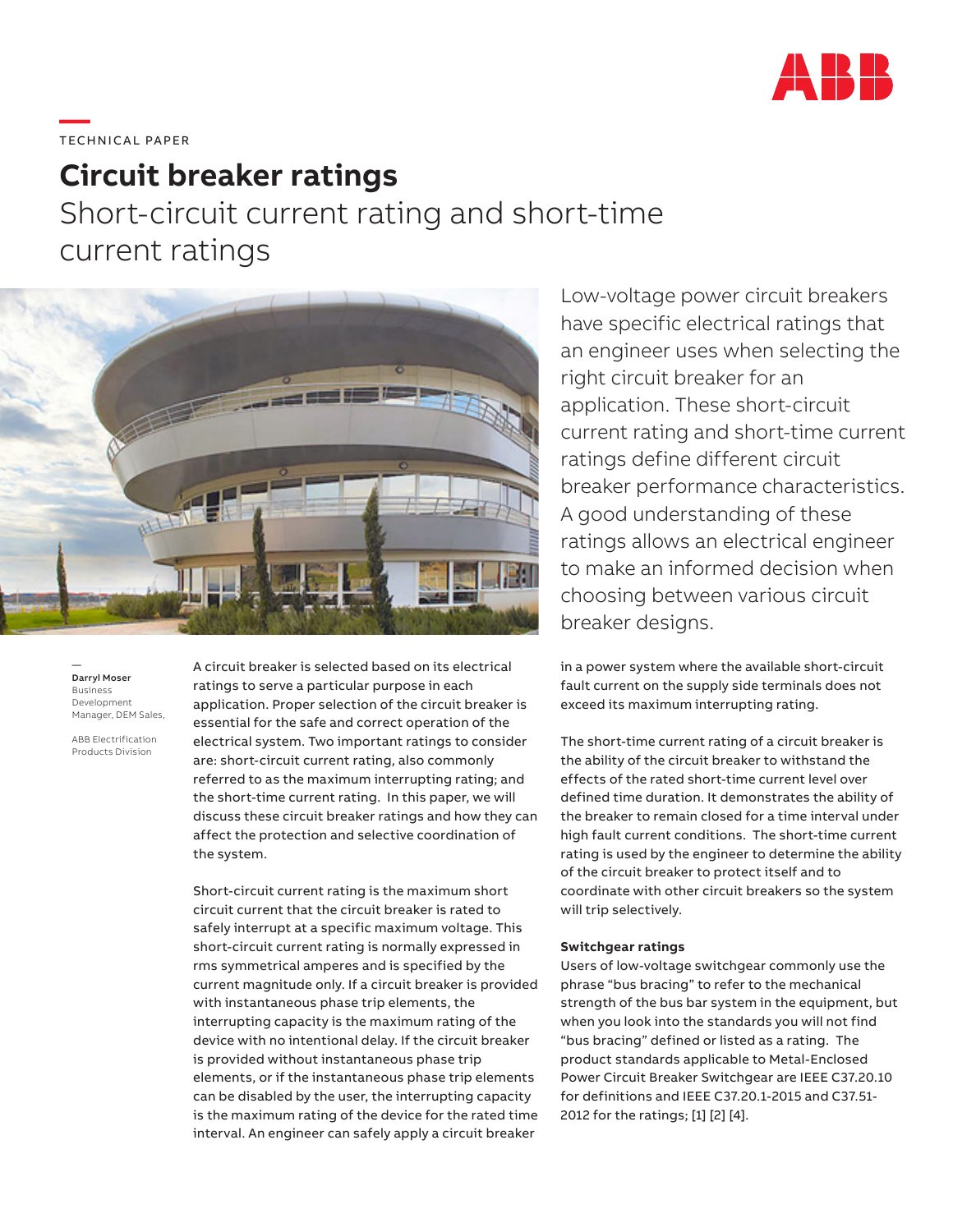TECHNICAL PAPER

# Circuit breaker ratings

## Short-circuit current rating and short-time current ratings

Low-voltage power circuit breakers have specific electrical ratings that an engineer uses when selecting the right circuit breaker for an application. These short-circuit current rating and short-time current ratings define different circuit breaker performance characteristics. A good understanding of these ratings allows an electrical engineer to make an informed decision when choosing between various circuit breaker designs.

**Darryl Moser**
Business Development Manager, DEM Sales,

ABB Electrification Products Division

A circuit breaker is selected based on its electrical ratings to serve a particular purpose in each application. Proper selection of the circuit breaker is essential for the safe and correct operation of the electrical system. Two important ratings to consider are: short-circuit current rating, also commonly referred to as the maximum interrupting rating; and the short-time current rating. In this paper, we will discuss these circuit breaker ratings and how they can affect the protection and selective coordination of the system.

Short-circuit current rating is the maximum short circuit current that the circuit breaker is rated to safely interrupt at a specific maximum voltage. This short-circuit current rating is normally expressed in rms symmetrical amperes and is specified by the current magnitude only. If a circuit breaker is provided with instantaneous phase trip elements, the interrupting capacity is the maximum rating of the device with no intentional delay. If the circuit breaker is provided without instantaneous phase trip elements, or if the instantaneous phase trip elements can be disabled by the user, the interrupting capacity is the maximum rating of the device for the rated time interval. An engineer can safely apply a circuit breaker in a power system where the available short-circuit fault current on the supply side terminals does not exceed its maximum interrupting rating.

The short-time current rating of a circuit breaker is the ability of the circuit breaker to withstand the effects of the rated short-time current level over defined time duration. It demonstrates the ability of the breaker to remain closed for a time interval under high fault current conditions. The short-time current rating is used by the engineer to determine the ability of the circuit breaker to protect itself and to coordinate with other circuit breakers so the system will trip selectively.

**Switchgear ratings**

Users of low-voltage switchgear commonly use the phrase "bus bracing" to refer to the mechanical strength of the bus bar system in the equipment, but when you look into the standards you will not find "bus bracing" defined or listed as a rating. The product standards applicable to Metal-Enclosed Power Circuit Breaker Switchgear are IEEE C37.20.10 for definitions and IEEE C37.20.1-2015 and C37.51-2012 for the ratings; [1] [2] [4].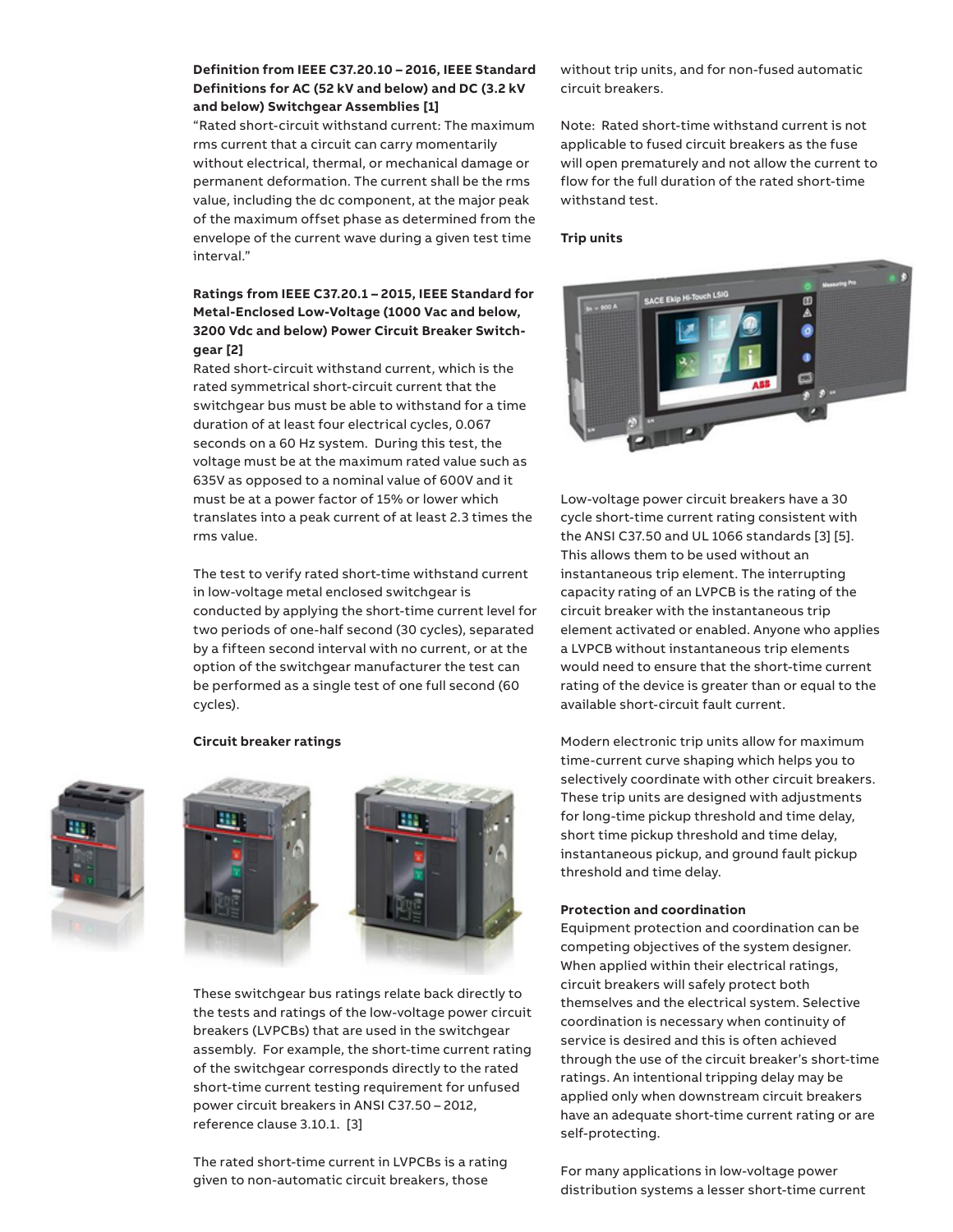**Definition from IEEE C37.20.10 – 2016, IEEE Standard Definitions for AC (52 kV and below) and DC (3.2 kV and below) Switchgear Assemblies [1]**

"Rated short-circuit withstand current: The maximum rms current that a circuit can carry momentarily without electrical, thermal, or mechanical damage or permanent deformation. The current shall be the rms value, including the dc component, at the major peak of the maximum offset phase as determined from the envelope of the current wave during a given test time interval."

**Ratings from IEEE C37.20.1 – 2015, IEEE Standard for Metal-Enclosed Low-Voltage (1000 Vac and below, 3200 Vdc and below) Power Circuit Breaker Switchgear [2]**

Rated short-circuit withstand current, which is the rated symmetrical short-circuit current that the switchgear bus must be able to withstand for a time duration of at least four electrical cycles, 0.067 seconds on a 60 Hz system. During this test, the voltage must be at the maximum rated value such as 635V as opposed to a nominal value of 600V and it must be at a power factor of 15% or lower which translates into a peak current of at least 2.3 times the rms value.

The test to verify rated short-time withstand current in low-voltage metal enclosed switchgear is conducted by applying the short-time current level for two periods of one-half second (30 cycles), separated by a fifteen second interval with no current, or at the option of the switchgear manufacturer the test can be performed as a single test of one full second (60 cycles).

**Circuit breaker ratings**

These switchgear bus ratings relate back directly to the tests and ratings of the low-voltage power circuit breakers (LVPCBs) that are used in the switchgear assembly. For example, the short-time current rating of the switchgear corresponds directly to the rated short-time current testing requirement for unfused power circuit breakers in ANSI C37.50 – 2012, reference clause 3.10.1. [3]

The rated short-time current in LVPCBs is a rating given to non-automatic circuit breakers, those without trip units, and for non-fused automatic circuit breakers.

Note: Rated short-time withstand current is not applicable to fused circuit breakers as the fuse will open prematurely and not allow the current to flow for the full duration of the rated short-time withstand test.

**Trip units**

Low-voltage power circuit breakers have a 30 cycle short-time current rating consistent with the ANSI C37.50 and UL 1066 standards [3] [5]. This allows them to be used without an instantaneous trip element. The interrupting capacity rating of an LVPCB is the rating of the circuit breaker with the instantaneous trip element activated or enabled. Anyone who applies a LVPCB without instantaneous trip elements would need to ensure that the short-time current rating of the device is greater than or equal to the available short-circuit fault current.

Modern electronic trip units allow for maximum time-current curve shaping which helps you to selectively coordinate with other circuit breakers. These trip units are designed with adjustments for long-time pickup threshold and time delay, short time pickup threshold and time delay, instantaneous pickup, and ground fault pickup threshold and time delay.

**Protection and coordination**

Equipment protection and coordination can be competing objectives of the system designer. When applied within their electrical ratings, circuit breakers will safely protect both themselves and the electrical system. Selective coordination is necessary when continuity of service is desired and this is often achieved through the use of the circuit breaker's short-time ratings. An intentional tripping delay may be applied only when downstream circuit breakers have an adequate short-time current rating or are self-protecting.

For many applications in low-voltage power distribution systems a lesser short-time current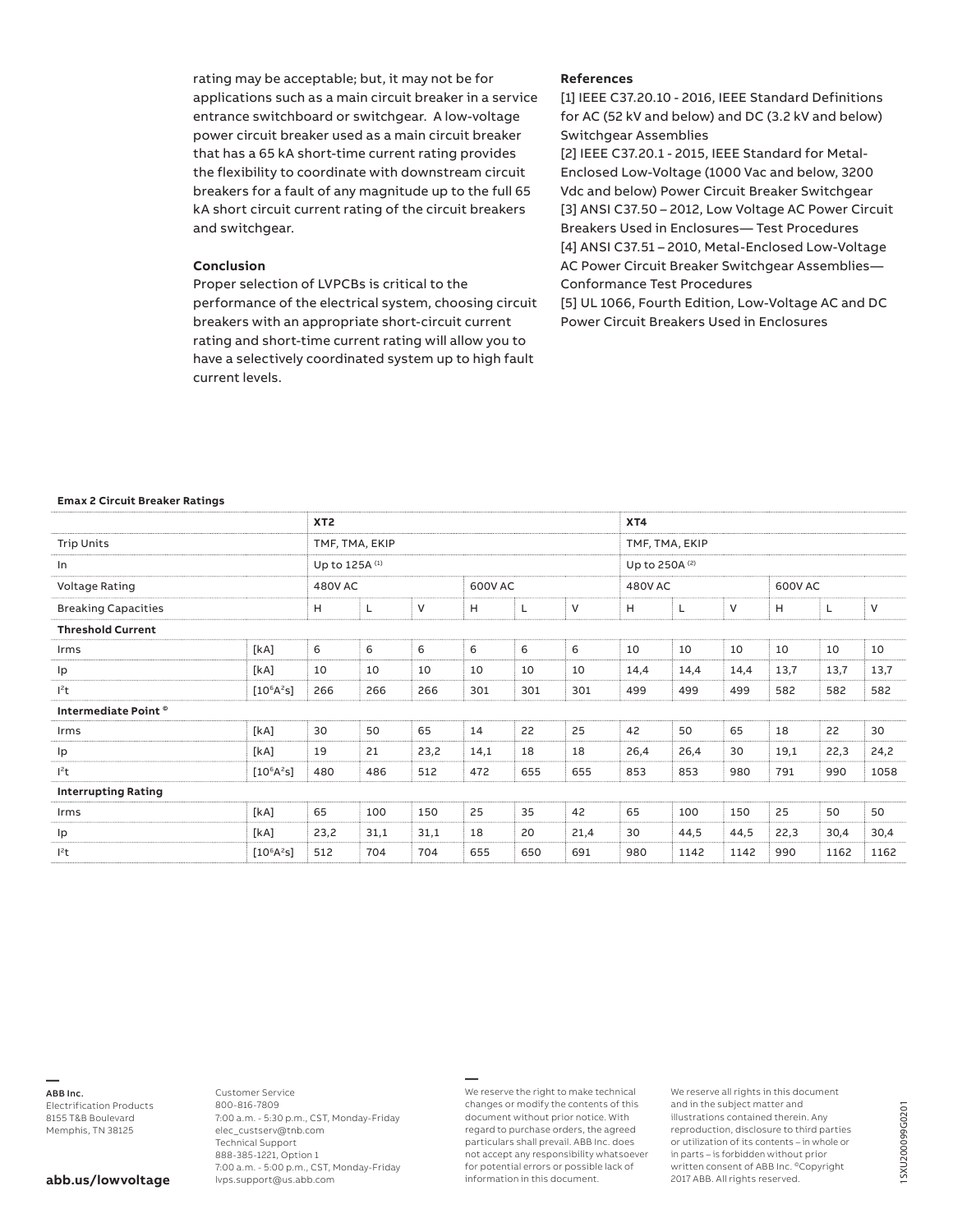rating may be acceptable; but, it may not be for applications such as a main circuit breaker in a service entrance switchboard or switchgear. A low-voltage power circuit breaker used as a main circuit breaker that has a 65 kA short-time current rating provides the flexibility to coordinate with downstream circuit breakers for a fault of any magnitude up to the full 65 kA short circuit current rating of the circuit breakers and switchgear.

**Conclusion**

Proper selection of LVPCBs is critical to the performance of the electrical system, choosing circuit breakers with an appropriate short-circuit current rating and short-time current rating will allow you to have a selectively coordinated system up to high fault current levels.

**References**

[1] IEEE C37.20.10 - 2016, IEEE Standard Definitions for AC (52 kV and below) and DC (3.2 kV and below) Switchgear Assemblies
[2] IEEE C37.20.1 - 2015, IEEE Standard for Metal-Enclosed Low-Voltage (1000 Vac and below, 3200 Vdc and below) Power Circuit Breaker Switchgear
[3] ANSI C37.50 – 2012, Low Voltage AC Power Circuit Breakers Used in Enclosures— Test Procedures
[4] ANSI C37.51 – 2010, Metal-Enclosed Low-Voltage AC Power Circuit Breaker Switchgear Assemblies— Conformance Test Procedures
[5] UL 1066, Fourth Edition, Low-Voltage AC and DC Power Circuit Breakers Used in Enclosures

**Emax 2 Circuit Breaker Ratings**

| | | XT2 | | | | | | XT4 | | | | | |
|---|---|---|---|---|---|---|---|---|---|---|---|---|---|
| Trip Units | | TMF, TMA, EKIP | | | | | | TMF, TMA, EKIP | | | | | |
| In | | Up to 125A (1) | | | | | | Up to 250A (2) | | | | | |
| Voltage Rating | | 480V AC | | | 600V AC | | | 480V AC | | | 600V AC | | |
| Breaking Capacities | | H | L | V | H | L | V | H | L | V | H | L | V |
| **Threshold Current** | | | | | | | | | | | | | |
| Irms | [kA] | 6 | 6 | 6 | 6 | 6 | 6 | 10 | 10 | 10 | 10 | 10 | 10 |
| Ip | [kA] | 10 | 10 | 10 | 10 | 10 | 10 | 14,4 | 14,4 | 14,4 | 13,7 | 13,7 | 13,7 |
| $I^2t$ | [$10^6A^2s$] | 266 | 266 | 266 | 301 | 301 | 301 | 499 | 499 | 499 | 582 | 582 | 582 |
| **Intermediate Point ©** | | | | | | | | | | | | | |
| Irms | [kA] | 30 | 50 | 65 | 14 | 22 | 25 | 42 | 50 | 65 | 18 | 22 | 30 |
| Ip | [kA] | 19 | 21 | 23,2 | 14,1 | 18 | 18 | 26,4 | 26,4 | 30 | 19,1 | 22,3 | 24,2 |
| $I^2t$ | [$10^6A^2s$] | 480 | 486 | 512 | 472 | 655 | 655 | 853 | 853 | 980 | 791 | 990 | 1058 |
| **Interrupting Rating** | | | | | | | | | | | | | |
| Irms | [kA] | 65 | 100 | 150 | 25 | 35 | 42 | 65 | 100 | 150 | 25 | 50 | 50 |
| Ip | [kA] | 23,2 | 31,1 | 31,1 | 18 | 20 | 21,4 | 30 | 44,5 | 44,5 | 22,3 | 30,4 | 30,4 |
| $I^2t$ | [$10^6A^2s$] | 512 | 704 | 704 | 655 | 650 | 691 | 980 | 1142 | 1142 | 990 | 1162 | 1162 |

**ABB Inc.**
Electrification Products
8155 T&B Boulevard
Memphis, TN 38125

**abb.us/lowvoltage**

Customer Service
800-816-7809
7:00 a.m. - 5:30 p.m., CST, Monday-Friday
elec_custserv@tnb.com
Technical Support
888-385-1221, Option 1
7:00 a.m. - 5:00 p.m., CST, Monday-Friday
lvps.support@us.abb.com

We reserve the right to make technical changes or modify the contents of this document without prior notice. With regard to purchase orders, the agreed particulars shall prevail. ABB Inc. does not accept any responsibility whatsoever for potential errors or possible lack of information in this document.

We reserve all rights in this document and in the subject matter and illustrations contained therein. Any reproduction, disclosure to third parties or utilization of its contents – in whole or in parts – is forbidden without prior written consent of ABB Inc. ©Copyright 2017 ABB. All rights reserved.

1SXU200099G0201